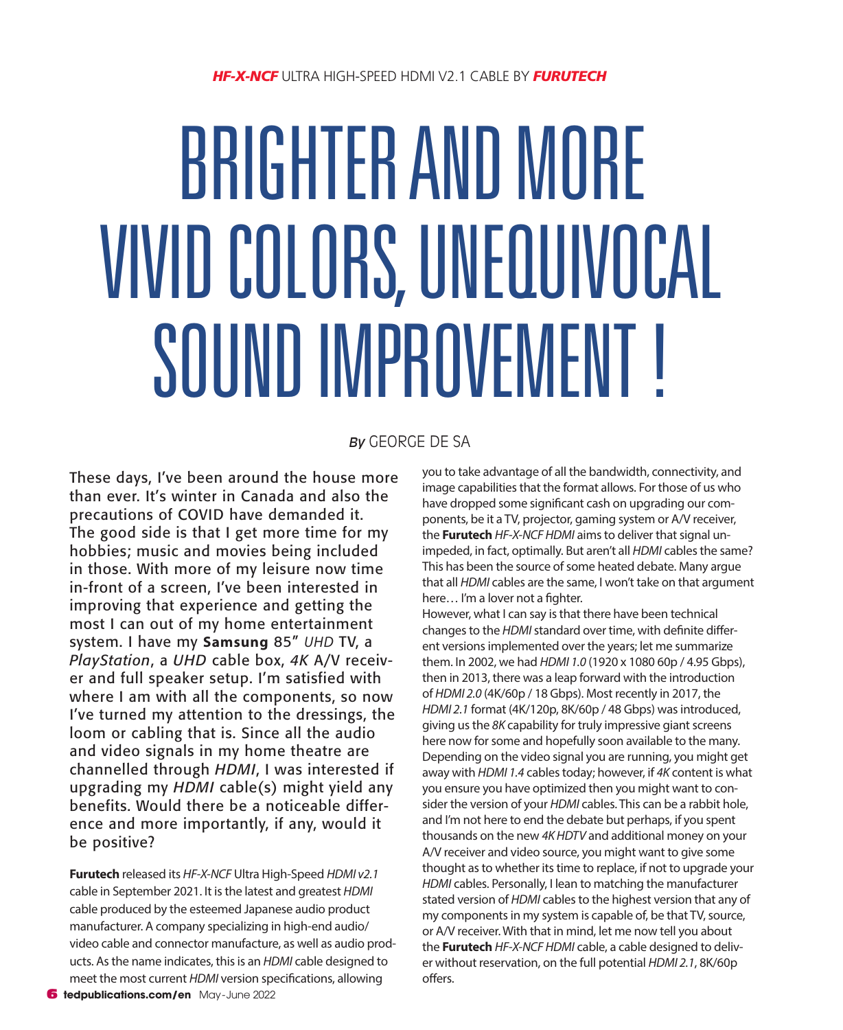*HF-X-NCF* ULTRA HIGH-SPEED HDMI V2.1 CABLE BY ***FURUTECH***

# BRIGHTER AND MORE VIVID COLORS, UNEQUIVOCAL SOUND IMPROVEMENT !

*By* GEORGE DE SA

These days, I've been around the house more than ever. It's winter in Canada and also the precautions of COVID have demanded it. The good side is that I get more time for my hobbies; music and movies being included in those. With more of my leisure now time in-front of a screen, I've been interested in improving that experience and getting the most I can out of my home entertainment system. I have my **Samsung** 85" *UHD* TV, a *PlayStation*, a *UHD* cable box, *4K* A/V receiver and full speaker setup. I'm satisfied with where I am with all the components, so now I've turned my attention to the dressings, the loom or cabling that is. Since all the audio and video signals in my home theatre are channelled through *HDMI*, I was interested if upgrading my *HDMI* cable(s) might yield any benefits. Would there be a noticeable difference and more importantly, if any, would it be positive?

**Furutech** released its *HF-X-NCF* Ultra High-Speed *HDMI v2.1* cable in September 2021. It is the latest and greatest *HDMI* cable produced by the esteemed Japanese audio product manufacturer. A company specializing in high-end audio/video cable and connector manufacture, as well as audio products. As the name indicates, this is an *HDMI* cable designed to meet the most current *HDMI* version specifications, allowing you to take advantage of all the bandwidth, connectivity, and image capabilities that the format allows. For those of us who have dropped some significant cash on upgrading our components, be it a TV, projector, gaming system or A/V receiver, the **Furutech** *HF-X-NCF HDMI* aims to deliver that signal unimpeded, in fact, optimally. But aren't all *HDMI* cables the same? This has been the source of some heated debate. Many argue that all *HDMI* cables are the same, I won't take on that argument here… I'm a lover not a fighter.

However, what I can say is that there have been technical changes to the *HDMI* standard over time, with definite different versions implemented over the years; let me summarize them. In 2002, we had *HDMI 1.0* (1920 x 1080 60p / 4.95 Gbps), then in 2013, there was a leap forward with the introduction of *HDMI 2.0* (4K/60p / 18 Gbps). Most recently in 2017, the *HDMI 2.1* format (4K/120p, 8K/60p / 48 Gbps) was introduced, giving us the *8K* capability for truly impressive giant screens here now for some and hopefully soon available to the many. Depending on the video signal you are running, you might get away with *HDMI 1.4* cables today; however, if *4K* content is what you ensure you have optimized then you might want to consider the version of your *HDMI* cables. This can be a rabbit hole, and I'm not here to end the debate but perhaps, if you spent thousands on the new *4K HDTV* and additional money on your A/V receiver and video source, you might want to give some thought as to whether its time to replace, if not to upgrade your *HDMI* cables. Personally, I lean to matching the manufacturer stated version of *HDMI* cables to the highest version that any of my components in my system is capable of, be that TV, source, or A/V receiver. With that in mind, let me now tell you about the **Furutech** *HF-X-NCF HDMI* cable, a cable designed to deliver without reservation, on the full potential *HDMI 2.1*, 8K/60p offers.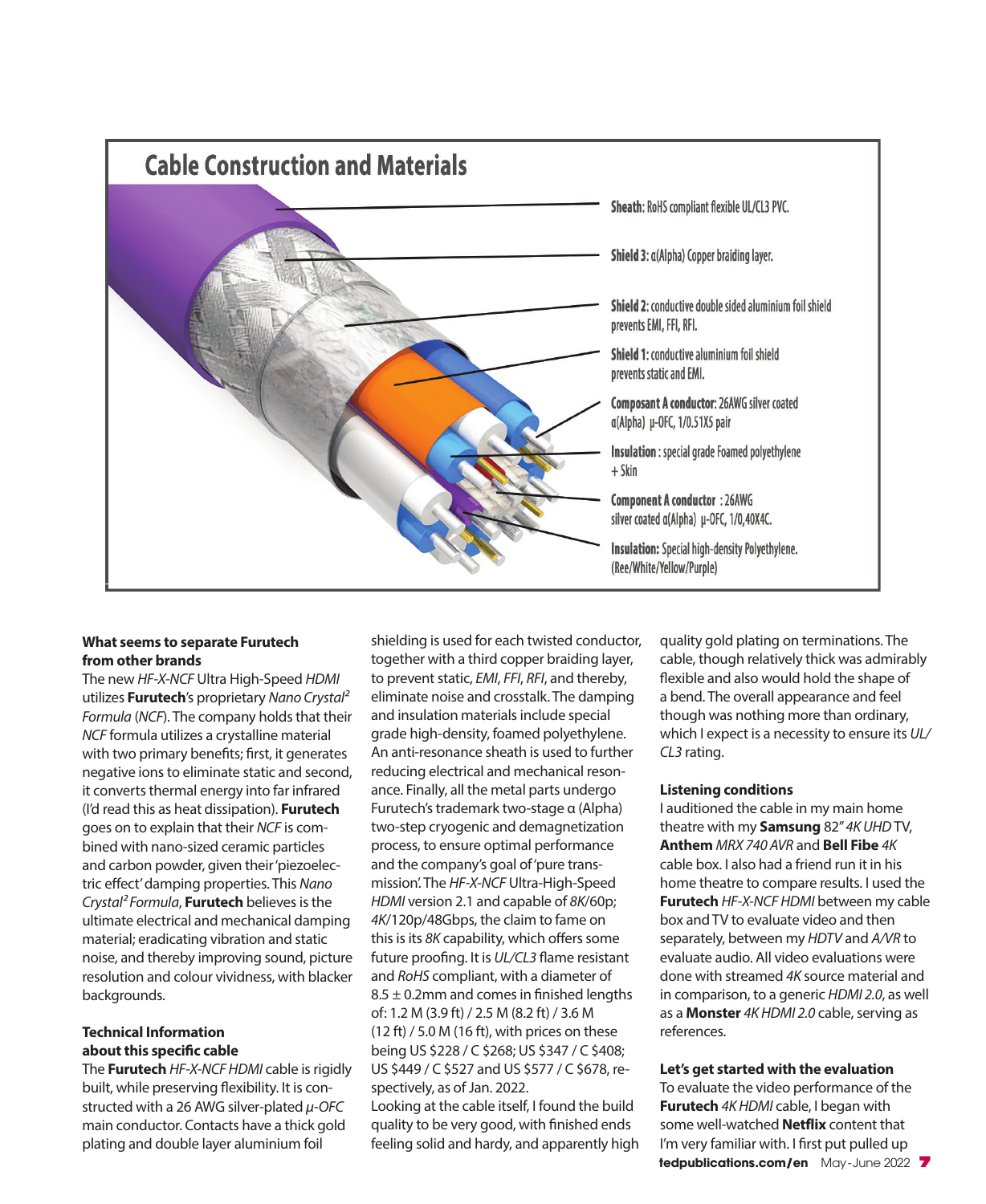## Cable Construction and Materials

**Sheath**: RoHS compliant flexible UL/CL3 PVC.

**Shield 3**: α(Alpha) Copper braiding layer.

**Shield 2**: conductive double sided aluminium foil shield prevents EMI, FFI, RFI.

**Shield 1**: conductive aluminium foil shield prevents static and EMI.

**Composant A conductor**: 26AWG silver coated α(Alpha) μ-OFC, 1/0.51X5 pair

**Insulation** : special grade Foamed polyethylene + Skin

**Component A conductor** : 26AWG silver coated α(Alpha) μ-OFC, 1/0,40X4C.

**Insulation:** Special high-density Polyethylene. (Ree/White/Yellow/Purple)

### What seems to separate Furutech from other brands

The new *HF-X-NCF* Ultra High-Speed *HDMI* utilizes **Furutech**'s proprietary *Nano Crystal² Formula* (*NCF*). The company holds that their *NCF* formula utilizes a crystalline material with two primary benefits; first, it generates negative ions to eliminate static and second, it converts thermal energy into far infrared (I'd read this as heat dissipation). **Furutech** goes on to explain that their *NCF* is combined with nano-sized ceramic particles and carbon powder, given their 'piezoelectric effect' damping properties. This *Nano Crystal² Formula*, **Furutech** believes is the ultimate electrical and mechanical damping material; eradicating vibration and static noise, and thereby improving sound, picture resolution and colour vividness, with blacker backgrounds.

### Technical Information about this specific cable

The **Furutech** *HF-X-NCF HDMI* cable is rigidly built, while preserving flexibility. It is constructed with a 26 AWG silver-plated *μ-OFC* main conductor. Contacts have a thick gold plating and double layer aluminium foil shielding is used for each twisted conductor, together with a third copper braiding layer, to prevent static, *EMI*, *FFI*, *RFI*, and thereby, eliminate noise and crosstalk. The damping and insulation materials include special grade high-density, foamed polyethylene. An anti-resonance sheath is used to further reducing electrical and mechanical resonance. Finally, all the metal parts undergo Furutech's trademark two-stage α (Alpha) two-step cryogenic and demagnetization process, to ensure optimal performance and the company's goal of 'pure transmission'. The *HF-X-NCF* Ultra-High-Speed *HDMI* version 2.1 and capable of *8K*/60p; *4K*/120p/48Gbps, the claim to fame on this is its *8K* capability, which offers some future proofing. It is *UL/CL3* flame resistant and *RoHS* compliant, with a diameter of 8.5 ± 0.2mm and comes in finished lengths of: 1.2 M (3.9 ft) / 2.5 M (8.2 ft) / 3.6 M (12 ft) / 5.0 M (16 ft), with prices on these being US $228 / C $268; US $347 / C $408; US $449 / C $527 and US $577 / C $678, respectively, as of Jan. 2022.

Looking at the cable itself, I found the build quality to be very good, with finished ends feeling solid and hardy, and apparently high quality gold plating on terminations. The cable, though relatively thick was admirably flexible and also would hold the shape of a bend. The overall appearance and feel though was nothing more than ordinary, which I expect is a necessity to ensure its *UL/CL3* rating.

### Listening conditions

I auditioned the cable in my main home theatre with my **Samsung** 82" *4K UHD* TV, **Anthem** *MRX 740 AVR* and **Bell Fibe** *4K* cable box. I also had a friend run it in his home theatre to compare results. I used the **Furutech** *HF-X-NCF HDMI* between my cable box and TV to evaluate video and then separately, between my *HDTV* and *A/VR* to evaluate audio. All video evaluations were done with streamed *4K* source material and in comparison, to a generic *HDMI 2.0*, as well as a **Monster** *4K HDMI 2.0* cable, serving as references.

### Let's get started with the evaluation

To evaluate the video performance of the **Furutech** *4K HDMI* cable, I began with some well-watched **Netflix** content that I'm very familiar with. I first put pulled up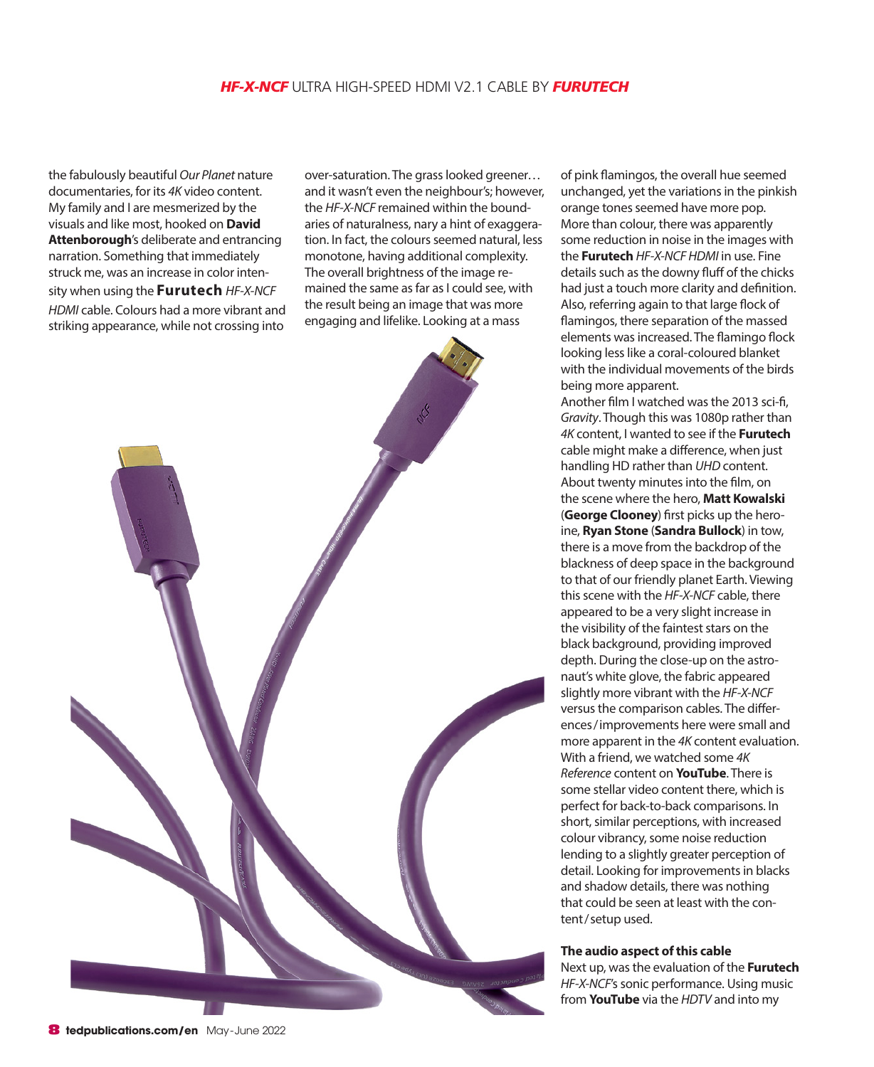the fabulously beautiful *Our Planet* nature documentaries, for its *4K* video content. My family and I are mesmerized by the visuals and like most, hooked on **David Attenborough**'s deliberate and entrancing narration. Something that immediately struck me, was an increase in color intensity when using the **Furutech** *HF-X-NCF HDMI* cable. Colours had a more vibrant and striking appearance, while not crossing into over-saturation. The grass looked greener… and it wasn't even the neighbour's; however, the *HF-X-NCF* remained within the boundaries of naturalness, nary a hint of exaggeration. In fact, the colours seemed natural, less monotone, having additional complexity. The overall brightness of the image remained the same as far as I could see, with the result being an image that was more engaging and lifelike. Looking at a mass of pink flamingos, the overall hue seemed unchanged, yet the variations in the pinkish orange tones seemed have more pop. More than colour, there was apparently some reduction in noise in the images with the **Furutech** *HF-X-NCF HDMI* in use. Fine details such as the downy fluff of the chicks had just a touch more clarity and definition. Also, referring again to that large flock of flamingos, there separation of the massed elements was increased. The flamingo flock looking less like a coral-coloured blanket with the individual movements of the birds being more apparent.

Another film I watched was the 2013 sci-fi, *Gravity*. Though this was 1080p rather than *4K* content, I wanted to see if the **Furutech** cable might make a difference, when just handling HD rather than *UHD* content. About twenty minutes into the film, on the scene where the hero, **Matt Kowalski** (**George Clooney**) first picks up the heroine, **Ryan Stone** (**Sandra Bullock**) in tow, there is a move from the backdrop of the blackness of deep space in the background to that of our friendly planet Earth. Viewing this scene with the *HF-X-NCF* cable, there appeared to be a very slight increase in the visibility of the faintest stars on the black background, providing improved depth. During the close-up on the astronaut's white glove, the fabric appeared slightly more vibrant with the *HF-X-NCF* versus the comparison cables. The differences / improvements here were small and more apparent in the *4K* content evaluation. With a friend, we watched some *4K Reference* content on **YouTube**. There is some stellar video content there, which is perfect for back-to-back comparisons. In short, similar perceptions, with increased colour vibrancy, some noise reduction lending to a slightly greater perception of detail. Looking for improvements in blacks and shadow details, there was nothing that could be seen at least with the content / setup used.

**The audio aspect of this cable**

Next up, was the evaluation of the **Furutech** *HF-X-NCF*'s sonic performance. Using music from **YouTube** via the *HDTV* and into my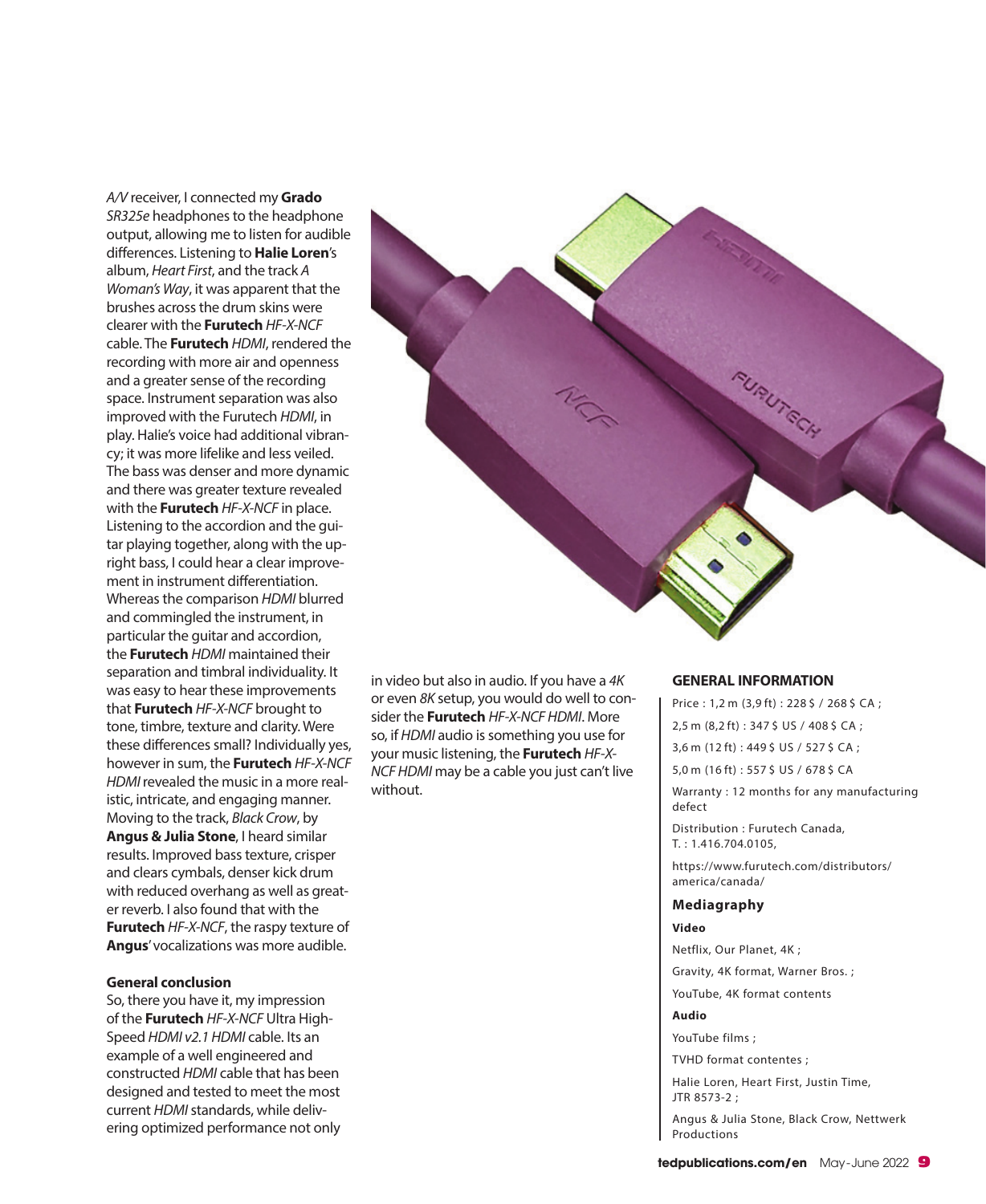*A/V* receiver, I connected my **Grado** *SR325e* headphones to the headphone output, allowing me to listen for audible differences. Listening to **Halie Loren**'s album, *Heart First*, and the track *A Woman's Way*, it was apparent that the brushes across the drum skins were clearer with the **Furutech** *HF-X-NCF* cable. The **Furutech** *HDMI*, rendered the recording with more air and openness and a greater sense of the recording space. Instrument separation was also improved with the Furutech *HDMI*, in play. Halie's voice had additional vibrancy; it was more lifelike and less veiled. The bass was denser and more dynamic and there was greater texture revealed with the **Furutech** *HF-X-NCF* in place. Listening to the accordion and the guitar playing together, along with the upright bass, I could hear a clear improvement in instrument differentiation. Whereas the comparison *HDMI* blurred and commingled the instrument, in particular the guitar and accordion, the **Furutech** *HDMI* maintained their separation and timbral individuality. It was easy to hear these improvements that **Furutech** *HF-X-NCF* brought to tone, timbre, texture and clarity. Were these differences small? Individually yes, however in sum, the **Furutech** *HF-X-NCF HDMI* revealed the music in a more realistic, intricate, and engaging manner. Moving to the track, *Black Crow*, by **Angus & Julia Stone**, I heard similar results. Improved bass texture, crisper and clears cymbals, denser kick drum with reduced overhang as well as greater reverb. I also found that with the **Furutech** *HF-X-NCF*, the raspy texture of **Angus**' vocalizations was more audible.

## General conclusion

So, there you have it, my impression of the **Furutech** *HF-X-NCF* Ultra High-Speed *HDMI v2.1 HDMI* cable. Its an example of a well engineered and constructed *HDMI* cable that has been designed and tested to meet the most current *HDMI* standards, while delivering optimized performance not only in video but also in audio. If you have a *4K* or even *8K* setup, you would do well to consider the **Furutech** *HF-X-NCF HDMI*. More so, if *HDMI* audio is something you use for your music listening, the **Furutech** *HF-X-NCF HDMI* may be a cable you just can't live without.

## GENERAL INFORMATION

Price : 1,2 m (3,9 ft) : 228 $ / 268 $ CA ;

2,5 m (8,2 ft) : 347 $ US / 408 $ CA ;

3,6 m (12 ft) : 449 $ US / 527 $ CA ;

5,0 m (16 ft) : 557 $ US / 678 $ CA

Warranty : 12 months for any manufacturing defect

Distribution : Furutech Canada, T. : 1.416.704.0105,

https://www.furutech.com/distributors/america/canada/

### Mediagraphy

**Video**

Netflix, Our Planet, 4K ;

Gravity, 4K format, Warner Bros. ;

YouTube, 4K format contents

**Audio**

YouTube films ;

TVHD format contentes ;

Halie Loren, Heart First, Justin Time, JTR 8573-2 ;

Angus & Julia Stone, Black Crow, Nettwerk Productions